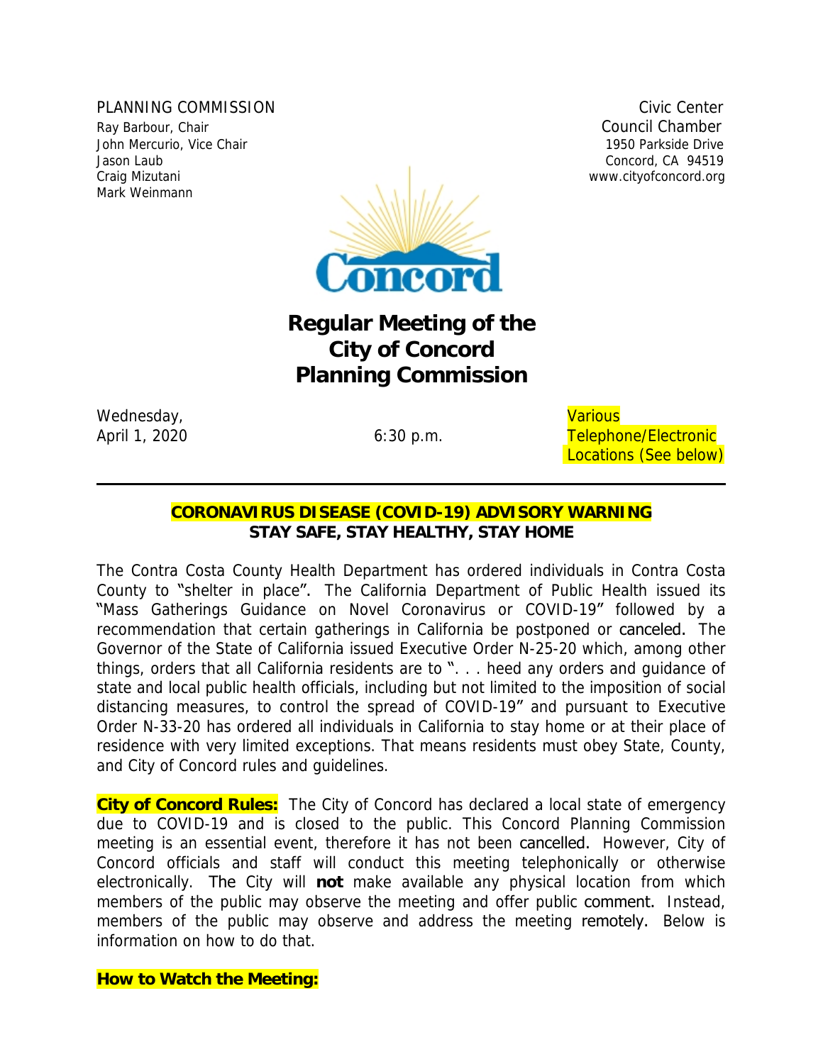PLANNING COMMISSION
Ray Barbour, Chair
John Mercurio, Vice Chair
Jason Laub
Craig Mizutani
Mark Weinmann

Civic Center
Council Chamber
1950 Parkside Drive
Concord, CA 94519
www.cityofconcord.org

# Regular Meeting of the City of Concord Planning Commission

Wednesday,
April 1, 2020

6:30 p.m.

Various Telephone/Electronic Locations (See below)

---

**CORONAVIRUS DISEASE (COVID-19) ADVISORY WARNING**
**STAY SAFE, STAY HEALTHY, STAY HOME**

The Contra Costa County Health Department has ordered individuals in Contra Costa County to "shelter in place". The California Department of Public Health issued its "Mass Gatherings Guidance on Novel Coronavirus or COVID-19" followed by a recommendation that certain gatherings in California be postponed or canceled. The Governor of the State of California issued Executive Order N-25-20 which, among other things, orders that all California residents are to ". . . heed any orders and guidance of state and local public health officials, including but not limited to the imposition of social distancing measures, to control the spread of COVID-19" and pursuant to Executive Order N-33-20 has ordered all individuals in California to stay home or at their place of residence with very limited exceptions. That means residents must obey State, County, and City of Concord rules and guidelines.

**City of Concord Rules:** The City of Concord has declared a local state of emergency due to COVID-19 and is closed to the public. This Concord Planning Commission meeting is an essential event, therefore it has not been cancelled. However, City of Concord officials and staff will conduct this meeting telephonically or otherwise electronically. The City will **not** make available any physical location from which members of the public may observe the meeting and offer public comment. Instead, members of the public may observe and address the meeting remotely. Below is information on how to do that.

**How to Watch the Meeting:**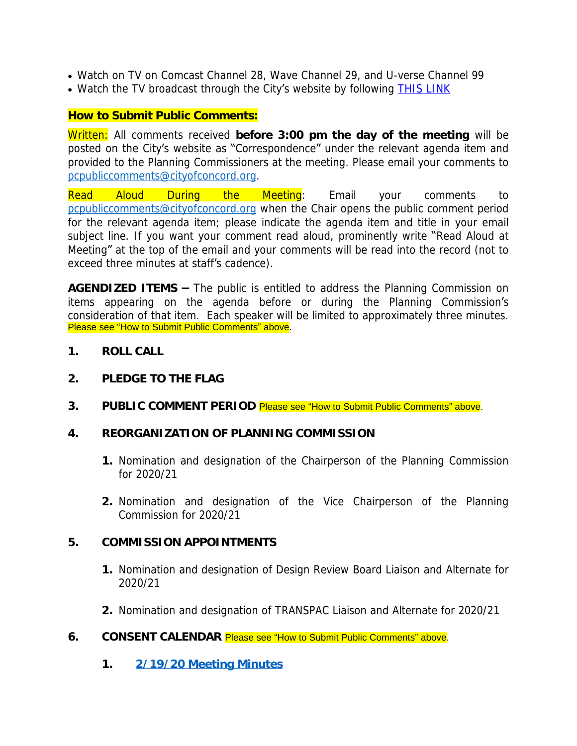- Watch on TV on Comcast Channel 28, Wave Channel 29, and U-verse Channel 99
- Watch the TV broadcast through the City's website by following [THIS LINK]

**How to Submit Public Comments:**

Written: All comments received **before 3:00 pm the day of the meeting** will be posted on the City's website as "Correspondence" under the relevant agenda item and provided to the Planning Commissioners at the meeting. Please email your comments to pcpubliccomments@cityofconcord.org.

Read Aloud During the Meeting: Email your comments to pcpubliccomments@cityofconcord.org when the Chair opens the public comment period for the relevant agenda item; please indicate the agenda item and title in your email subject line. If you want your comment read aloud, prominently write "Read Aloud at Meeting" at the top of the email and your comments will be read into the record (not to exceed three minutes at staff's cadence).

**AGENDIZED ITEMS –** The public is entitled to address the Planning Commission on items appearing on the agenda before or during the Planning Commission's consideration of that item. Each speaker will be limited to approximately three minutes. Please see "How to Submit Public Comments" above.

**1. ROLL CALL**

**2. PLEDGE TO THE FLAG**

**3. PUBLIC COMMENT PERIOD** Please see "How to Submit Public Comments" above.

**4. REORGANIZATION OF PLANNING COMMISSION**

1. Nomination and designation of the Chairperson of the Planning Commission for 2020/21

2. Nomination and designation of the Vice Chairperson of the Planning Commission for 2020/21

**5. COMMISSION APPOINTMENTS**

1. Nomination and designation of Design Review Board Liaison and Alternate for 2020/21

2. Nomination and designation of TRANSPAC Liaison and Alternate for 2020/21

**6. CONSENT CALENDAR** Please see "How to Submit Public Comments" above.

1. **2/19/20 Meeting Minutes**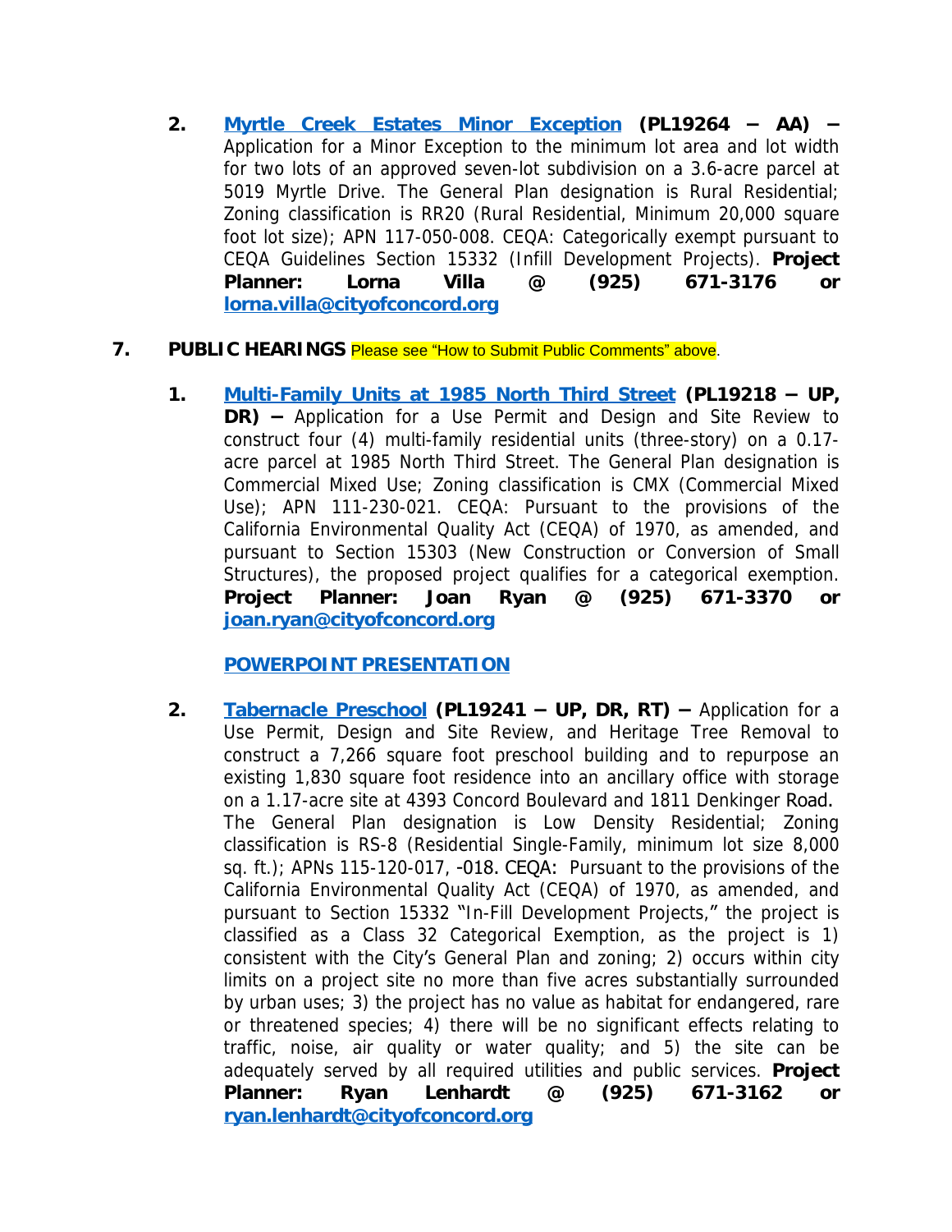2. **[Myrtle Creek Estates Minor Exception](#) (PL19264 – AA) –** Application for a Minor Exception to the minimum lot area and lot width for two lots of an approved seven-lot subdivision on a 3.6-acre parcel at 5019 Myrtle Drive. The General Plan designation is Rural Residential; Zoning classification is RR20 (Rural Residential, Minimum 20,000 square foot lot size); APN 117-050-008. CEQA: Categorically exempt pursuant to CEQA Guidelines Section 15332 (Infill Development Projects). **Project Planner: Lorna Villa @ (925) 671-3176 or [lorna.villa@cityofconcord.org](mailto:lorna.villa@cityofconcord.org)**

7. **PUBLIC HEARINGS** Please see "How to Submit Public Comments" above.

   1. **[Multi-Family Units at 1985 North Third Street](#) (PL19218 – UP, DR) –** Application for a Use Permit and Design and Site Review to construct four (4) multi-family residential units (three-story) on a 0.17-acre parcel at 1985 North Third Street. The General Plan designation is Commercial Mixed Use; Zoning classification is CMX (Commercial Mixed Use); APN 111-230-021. CEQA: Pursuant to the provisions of the California Environmental Quality Act (CEQA) of 1970, as amended, and pursuant to Section 15303 (New Construction or Conversion of Small Structures), the proposed project qualifies for a categorical exemption. **Project Planner: Joan Ryan @ (925) 671-3370 or [joan.ryan@cityofconcord.org](mailto:joan.ryan@cityofconcord.org)**

      **[POWERPOINT PRESENTATION](#)**

   2. **[Tabernacle Preschool](#) (PL19241 – UP, DR, RT) –** Application for a Use Permit, Design and Site Review, and Heritage Tree Removal to construct a 7,266 square foot preschool building and to repurpose an existing 1,830 square foot residence into an ancillary office with storage on a 1.17-acre site at 4393 Concord Boulevard and 1811 Denkinger Road. The General Plan designation is Low Density Residential; Zoning classification is RS-8 (Residential Single-Family, minimum lot size 8,000 sq. ft.); APNs 115-120-017, -018. CEQA: Pursuant to the provisions of the California Environmental Quality Act (CEQA) of 1970, as amended, and pursuant to Section 15332 "In-Fill Development Projects," the project is classified as a Class 32 Categorical Exemption, as the project is 1) consistent with the City's General Plan and zoning; 2) occurs within city limits on a project site no more than five acres substantially surrounded by urban uses; 3) the project has no value as habitat for endangered, rare or threatened species; 4) there will be no significant effects relating to traffic, noise, air quality or water quality; and 5) the site can be adequately served by all required utilities and public services. **Project Planner: Ryan Lenhardt @ (925) 671-3162 or [ryan.lenhardt@cityofconcord.org](mailto:ryan.lenhardt@cityofconcord.org)**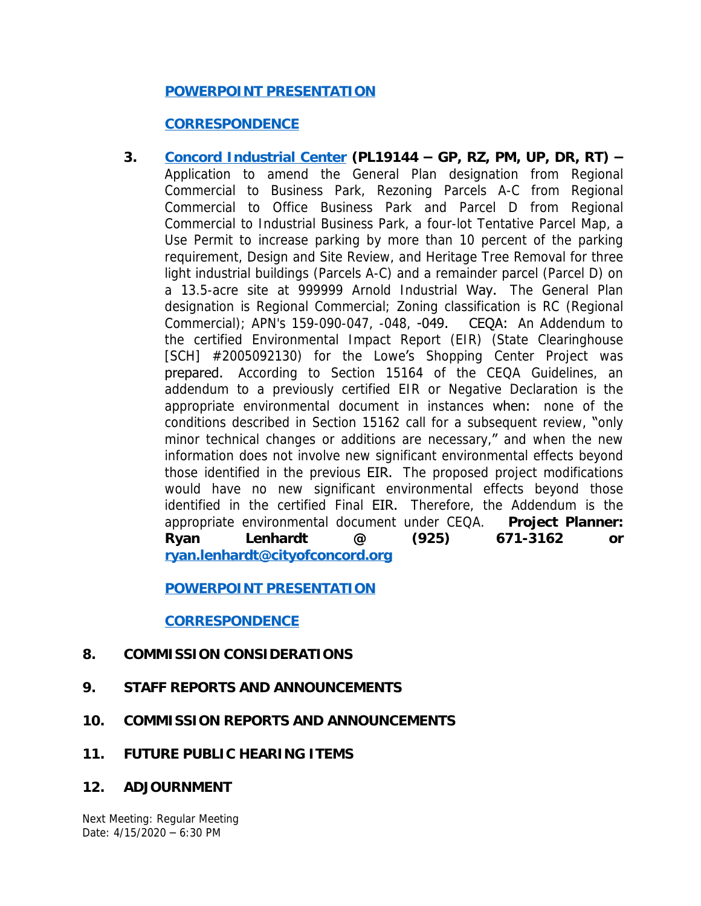**POWERPOINT PRESENTATION**

**CORRESPONDENCE**

3. **Concord Industrial Center (PL19144 – GP, RZ, PM, UP, DR, RT) –** Application to amend the General Plan designation from Regional Commercial to Business Park, Rezoning Parcels A-C from Regional Commercial to Office Business Park and Parcel D from Regional Commercial to Industrial Business Park, a four-lot Tentative Parcel Map, a Use Permit to increase parking by more than 10 percent of the parking requirement, Design and Site Review, and Heritage Tree Removal for three light industrial buildings (Parcels A-C) and a remainder parcel (Parcel D) on a 13.5-acre site at 999999 Arnold Industrial Way. The General Plan designation is Regional Commercial; Zoning classification is RC (Regional Commercial); APN's 159-090-047, -048, -049. CEQA: An Addendum to the certified Environmental Impact Report (EIR) (State Clearinghouse [SCH] #2005092130) for the Lowe's Shopping Center Project was prepared. According to Section 15164 of the CEQA Guidelines, an addendum to a previously certified EIR or Negative Declaration is the appropriate environmental document in instances when: none of the conditions described in Section 15162 call for a subsequent review, "only minor technical changes or additions are necessary," and when the new information does not involve new significant environmental effects beyond those identified in the previous EIR. The proposed project modifications would have no new significant environmental effects beyond those identified in the certified Final EIR. Therefore, the Addendum is the appropriate environmental document under CEQA. **Project Planner: Ryan Lenhardt @ (925) 671-3162 or ryan.lenhardt@cityofconcord.org**

   **POWERPOINT PRESENTATION**

   **CORRESPONDENCE**

## 8. COMMISSION CONSIDERATIONS

## 9. STAFF REPORTS AND ANNOUNCEMENTS

## 10. COMMISSION REPORTS AND ANNOUNCEMENTS

## 11. FUTURE PUBLIC HEARING ITEMS

## 12. ADJOURNMENT

Next Meeting: Regular Meeting
Date: 4/15/2020 – 6:30 PM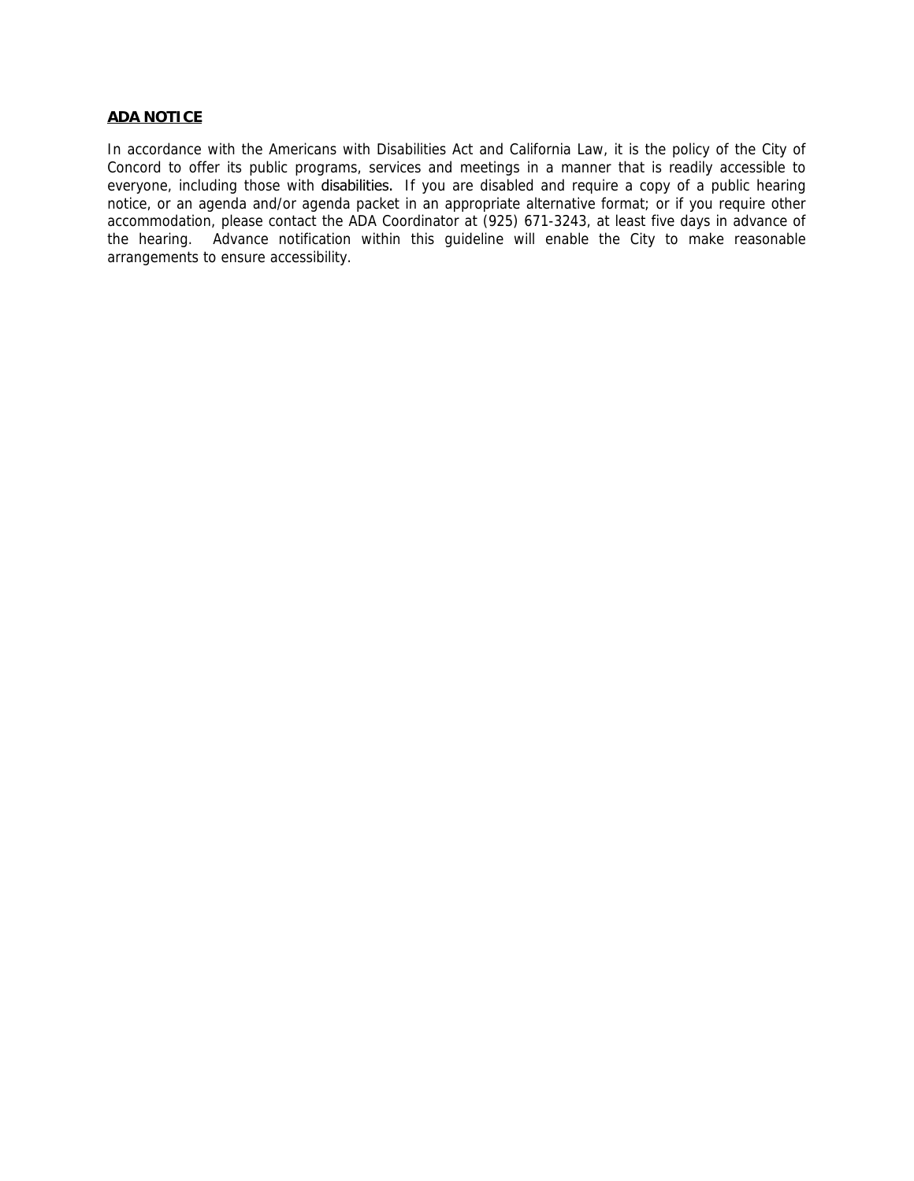## ADA NOTICE

In accordance with the Americans with Disabilities Act and California Law, it is the policy of the City of Concord to offer its public programs, services and meetings in a manner that is readily accessible to everyone, including those with disabilities. If you are disabled and require a copy of a public hearing notice, or an agenda and/or agenda packet in an appropriate alternative format; or if you require other accommodation, please contact the ADA Coordinator at (925) 671-3243, at least five days in advance of the hearing. Advance notification within this guideline will enable the City to make reasonable arrangements to ensure accessibility.